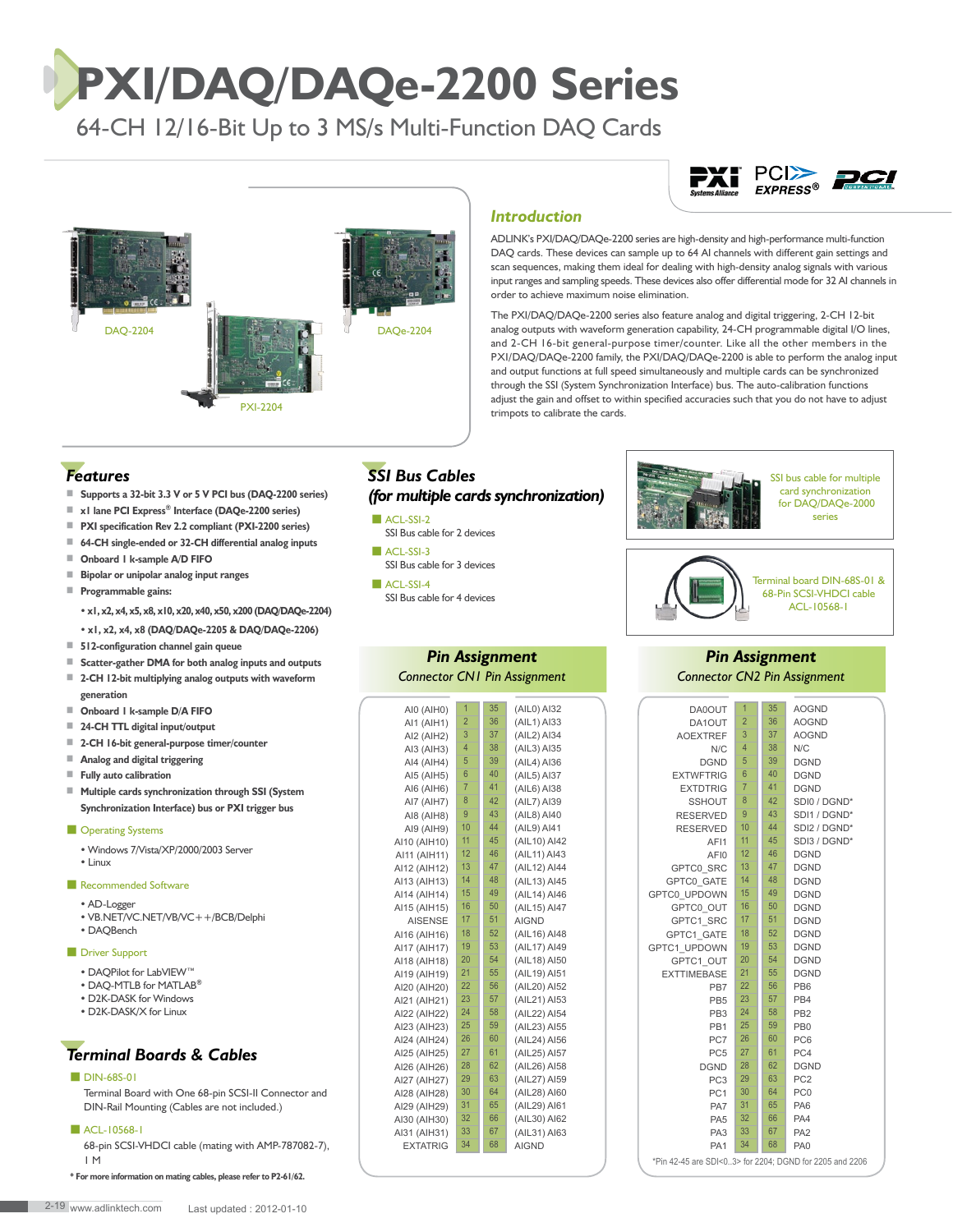# PXI/DAQ/DAQe-2200 Series

## 64-CH 12/16-Bit Up to 3 MS/s Multi-Function DAQ Cards

DAQ-2204

DAQe-2204

PXI-2204

### Introduction

ADLINK's PXI/DAQ/DAQe-2200 series are high-density and high-performance multi-function DAQ cards. These devices can sample up to 64 AI channels with different gain settings and scan sequences, making them ideal for dealing with high-density analog signals with various input ranges and sampling speeds. These devices also offer differential mode for 32 AI channels in order to achieve maximum noise elimination.

The PXI/DAQ/DAQe-2200 series also feature analog and digital triggering, 2-CH 12-bit analog outputs with waveform generation capability, 24-CH programmable digital I/O lines, and 2-CH 16-bit general-purpose timer/counter. Like all the other members in the PXI/DAQ/DAQe-2200 family, the PXI/DAQ/DAQe-2200 is able to perform the analog input and output functions at full speed simultaneously and multiple cards can be synchronized through the SSI (System Synchronization Interface) bus. The auto-calibration functions adjust the gain and offset to within specified accuracies such that you do not have to adjust trimpots to calibrate the cards.

### Features

- **Supports a 32-bit 3.3 V or 5 V PCI bus (DAQ-2200 series)**
- **x1 lane PCI Express® Interface (DAQe-2200 series)**
- **PXI specification Rev 2.2 compliant (PXI-2200 series)**
- **64-CH single-ended or 32-CH differential analog inputs**
- **Onboard 1 k-sample A/D FIFO**
- **Bipolar or unipolar analog input ranges**
- **Programmable gains:**
  - **x1, x2, x4, x5, x8, x10, x20, x40, x50, x200 (DAQ/DAQe-2204)**
  - **x1, x2, x4, x8 (DAQ/DAQe-2205 & DAQ/DAQe-2206)**
- **512-configuration channel gain queue**
- **Scatter-gather DMA for both analog inputs and outputs**
- **2-CH 12-bit multiplying analog outputs with waveform generation**
- **Onboard 1 k-sample D/A FIFO**
- **24-CH TTL digital input/output**
- **2-CH 16-bit general-purpose timer/counter**
- **Analog and digital triggering**
- **Fully auto calibration**
- **Multiple cards synchronization through SSI (System Synchronization Interface) bus or PXI trigger bus**

#### Operating Systems

- Windows 7/Vista/XP/2000/2003 Server
- Linux

#### Recommended Software

- AD-Logger
- VB.NET/VC.NET/VB/VC++/BCB/Delphi
- DAQBench

#### Driver Support

- DAQPilot for LabVIEW™
- DAQ-MTLB for MATLAB®
- D2K-DASK for Windows
- D2K-DASK/X for Linux

### Terminal Boards & Cables

**DIN-68S-01**

Terminal Board with One 68-pin SCSI-II Connector and DIN-Rail Mounting (Cables are not included.)

**ACL-10568-1**

68-pin SCSI-VHDCI cable (mating with AMP-787082-7), 1 M

**\* For more information on mating cables, please refer to P2-61/62.**

### SSI Bus Cables (for multiple cards synchronization)

**ACL-SSI-2**

SSI Bus cable for 2 devices

**ACL-SSI-3**

SSI Bus cable for 3 devices

**ACL-SSI-4**

SSI Bus cable for 4 devices

SSI bus cable for multiple card synchronization for DAQ/DAQe-2000 series

Terminal board DIN-68S-01 & 68-Pin SCSI-VHDCI cable ACL-10568-1

### Pin Assignment

Connector CN1 Pin Assignment

| Signal | Pin | Pin | Signal |
|---|---|---|---|
| AI0 (AIH0) | 1 | 35 | (AIL0) AI32 |
| AI1 (AIH1) | 2 | 36 | (AIL1) AI33 |
| AI2 (AIH2) | 3 | 37 | (AIL2) AI34 |
| AI3 (AIH3) | 4 | 38 | (AIL3) AI35 |
| AI4 (AIH4) | 5 | 39 | (AIL4) AI36 |
| AI5 (AIH5) | 6 | 40 | (AIL5) AI37 |
| AI6 (AIH6) | 7 | 41 | (AIL6) AI38 |
| AI7 (AIH7) | 8 | 42 | (AIL7) AI39 |
| AI8 (AIH8) | 9 | 43 | (AIL8) AI40 |
| AI9 (AIH9) | 10 | 44 | (AIL9) AI41 |
| AI10 (AIH10) | 11 | 45 | (AIL10) AI42 |
| AI11 (AIH11) | 12 | 46 | (AIL11) AI43 |
| AI12 (AIH12) | 13 | 47 | (AIL12) AI44 |
| AI13 (AIH13) | 14 | 48 | (AIL13) AI45 |
| AI14 (AIH14) | 15 | 49 | (AIL14) AI46 |
| AI15 (AIH15) | 16 | 50 | (AIL15) AI47 |
| AISENSE | 17 | 51 | AIGND |
| AI16 (AIH16) | 18 | 52 | (AIL16) AI48 |
| AI17 (AIH17) | 19 | 53 | (AIL17) AI49 |
| AI18 (AIH18) | 20 | 54 | (AIL18) AI50 |
| AI19 (AIH19) | 21 | 55 | (AIL19) AI51 |
| AI20 (AIH20) | 22 | 56 | (AIL20) AI52 |
| AI21 (AIH21) | 23 | 57 | (AIL21) AI53 |
| AI22 (AIH22) | 24 | 58 | (AIL22) AI54 |
| AI23 (AIH23) | 25 | 59 | (AIL23) AI55 |
| AI24 (AIH24) | 26 | 60 | (AIL24) AI56 |
| AI25 (AIH25) | 27 | 61 | (AIL25) AI57 |
| AI26 (AIH26) | 28 | 62 | (AIL26) AI58 |
| AI27 (AIH27) | 29 | 63 | (AIL27) AI59 |
| AI28 (AIH28) | 30 | 64 | (AIL28) AI60 |
| AI29 (AIH29) | 31 | 65 | (AIL29) AI61 |
| AI30 (AIH30) | 32 | 66 | (AIL30) AI62 |
| AI31 (AIH31) | 33 | 67 | (AIL31) AI63 |
| EXTATRIG | 34 | 68 | AIGND |

### Pin Assignment

Connector CN2 Pin Assignment

| Signal | Pin | Pin | Signal |
|---|---|---|---|
| DA0OUT | 1 | 35 | AOGND |
| DA1OUT | 2 | 36 | AOGND |
| AOEXTREF | 3 | 37 | AOGND |
| N/C | 4 | 38 | N/C |
| DGND | 5 | 39 | DGND |
| EXTWFTRIG | 6 | 40 | DGND |
| EXTDTRIG | 7 | 41 | DGND |
| SSHOUT | 8 | 42 | SDI0 / DGND* |
| RESERVED | 9 | 43 | SDI1 / DGND* |
| RESERVED | 10 | 44 | SDI2 / DGND* |
| AFI1 | 11 | 45 | SDI3 / DGND* |
| AFI0 | 12 | 46 | DGND |
| GPTC0_SRC | 13 | 47 | DGND |
| GPTC0_GATE | 14 | 48 | DGND |
| GPTC0_UPDOWN | 15 | 49 | DGND |
| GPTC0_OUT | 16 | 50 | DGND |
| GPTC1_SRC | 17 | 51 | DGND |
| GPTC1_GATE | 18 | 52 | DGND |
| GPTC1_UPDOWN | 19 | 53 | DGND |
| GPTC1_OUT | 20 | 54 | DGND |
| EXTTIMEBASE | 21 | 55 | DGND |
| PB7 | 22 | 56 | PB6 |
| PB5 | 23 | 57 | PB4 |
| PB3 | 24 | 58 | PB2 |
| PB1 | 25 | 59 | PB0 |
| PC7 | 26 | 60 | PC6 |
| PC5 | 27 | 61 | PC4 |
| DGND | 28 | 62 | DGND |
| PC3 | 29 | 63 | PC2 |
| PC1 | 30 | 64 | PC0 |
| PA7 | 31 | 65 | PA6 |
| PA5 | 32 | 66 | PA4 |
| PA3 | 33 | 67 | PA2 |
| PA1 | 34 | 68 | PA0 |

*Pin 42-45 are SDI<0..3> for 2204; DGND for 2205 and 2206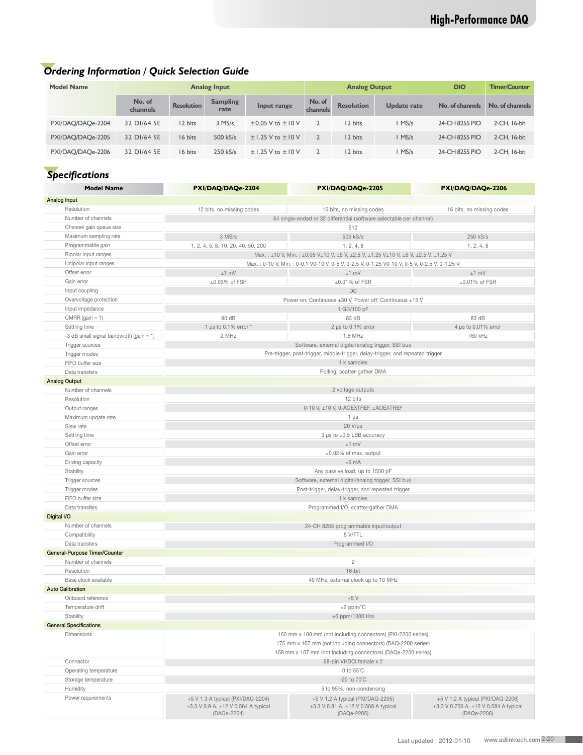## Ordering Information / Quick Selection Guide

| Model Name | Analog Input | | | | Analog Output | | | DIO | Timer/Counter |
|---|---|---|---|---|---|---|---|---|---|
| | No. of channels | Resolution | Sampling rate | Input range | No. of channels | Resolution | Update rate | No. of channels | No. of channels |
| PXI/DAQ/DAQe-2204 | 32 DI/64 SE | 12 bits | 3 MS/s | ±0.05 V to ±10 V | 2 | 12 bits | 1 MS/s | 24-CH 8255 PIO | 2-CH, 16-bit |
| PXI/DAQ/DAQe-2205 | 32 DI/64 SE | 16 bits | 500 kS/s | ±1.25 V to ±10 V | 2 | 12 bits | 1 MS/s | 24-CH 8255 PIO | 2-CH, 16-bit |
| PXI/DAQ/DAQe-2206 | 32 DI/64 SE | 16 bits | 250 kS/s | ±1.25 V to ±10 V | 2 | 12 bits | 1 MS/s | 24-CH 8255 PIO | 2-CH, 16-bit |

## Specifications

| Model Name | PXI/DAQ/DAQe-2204 | PXI/DAQ/DAQe-2205 | PXI/DAQ/DAQe-2206 |
|---|---|---|---|
| **Analog Input** | | | |
| Resolution | 12 bits, no missing codes | 16 bits, no missing codes | 16 bits, no missing codes |
| Number of channels | 64 single-ended or 32 differential (software selectable per channel) | | |
| Channel gain queue size | 512 | | |
| Maximum sampling rate | 3 MS/s | 500 kS/s | 250 kS/s |
| Programmable gain | 1, 2, 4, 5, 8, 10, 20, 40, 50, 200 | 1, 2, 4, 8 | 1, 2, 4, 8 |
| Bipolar input ranges | Max. : ±10 V, Min. : ±0.05 V±10 V, ±5 V, ±2.5 V, ±1.25 V±10 V, ±5 V, ±2.5 V, ±1.25 V | | |
| Unipolar input ranges | Max. : 0-10 V, Min. : 0-0.1 V0-10 V, 0-5 V, 0-2.5 V, 0-1.25 V0-10 V, 0-5 V, 0-2.5 V, 0-1.25 V | | |
| Offset error | ±1 mV | ±1 mV | ±1 mV |
| Gain error | ±0.03% of FSR | ±0.01% of FSR | ±0.01% of FSR |
| Input coupling | DC | | |
| Overvoltage protection | Power on: Continuous ±30 V, Power off: Continuous ±15 V | | |
| Input impedance | 1 GΩ/100 pF | | |
| CMRR (gain = 1) | 90 dB | 83 dB | 83 dB |
| Settling time | 1 µs to 0.1% error * | 2 µs to 0.1% error | 4 µs to 0.01% error |
| -3 dB small signal bandwidth (gain = 1) | 2 MHz | 1.6 MHz | 760 kHz |
| Trigger sources | Software, external digital/analog trigger, SSI bus | | |
| Trigger modes | Pre-trigger, post-trigger, middle-trigger, delay-trigger, and repeated trigger | | |
| FIFO buffer size | 1 k samples | | |
| Data transfers | Polling, scatter-gather DMA | | |
| **Analog Output** | | | |
| Number of channels | 2 voltage outputs | | |
| Resolution | 12 bits | | |
| Output ranges | 0-10 V, ±10 V, 0-AOEXTREF, ±AOEXTREF | | |
| Maximum update rate | 1 µs | | |
| Slew rate | 20 V/µs | | |
| Settling time | 3 µs to ±0.5 LSB accuracy | | |
| Offset error | ±1 mV | | |
| Gain error | ±0.02% of max. output | | |
| Driving capacity | ±5 mA | | |
| Stability | Any passive load, up to 1500 pF | | |
| Trigger sources | Software, external digital/analog trigger, SSI bus | | |
| Trigger modes | Post-trigger, delay-trigger, and repeated trigger | | |
| FIFO buffer size | 1 k samples | | |
| Data transfers | Programmed I/O, scatter-gather DMA | | |
| **Digital I/O** | | | |
| Number of channels | 24-CH 8255 programmable input/output | | |
| Compatibility | 5 V/TTL | | |
| Data transfers | Programmed I/O | | |
| **General-Purpose Timer/Counter** | | | |
| Number of channels | 2 | | |
| Resolution | 16-bit | | |
| Base clock available | 40 MHz, external clock up to 10 MHz | | |
| **Auto Calibration** | | | |
| Onboard reference | +5 V | | |
| Temperature drift | ±2 ppm/°C | | |
| Stability | ±6 ppm/1000 Hrs | | |
| **General Specifications** | | | |
| Dimensions | 160 mm x 100 mm (not including connectors) (PXI-2200 series)<br>175 mm x 107 mm (not including connectors) (DAQ-2200 series)<br>168 mm x 107 mm (not including connectors) (DAQe-2200 series) | | |
| Connector | 68-pin VHDCI female x 2 | | |
| Operating temperature | 0 to 55°C | | |
| Storage temperature | -20 to 70°C | | |
| Humidity | 5 to 95%, non-condensing | | |
| Power requirements | +5 V 1.3 A typical (PXI/DAQ-2204)<br>+3.3 V 0.9 A, +12 V 0.564 A typical (DAQe-2204) | +5 V 1.2 A typical (PXI/DAQ-2205)<br>+3.3 V 0.81 A, +12 V 0.568 A typical (DAQe-2205) | +5 V 1.2 A typical (PXI/DAQ-2206)<br>+3.3 V 0.756 A, +12 V 0.584 A typical (DAQe-2206) |

Last updated : 2012-01-10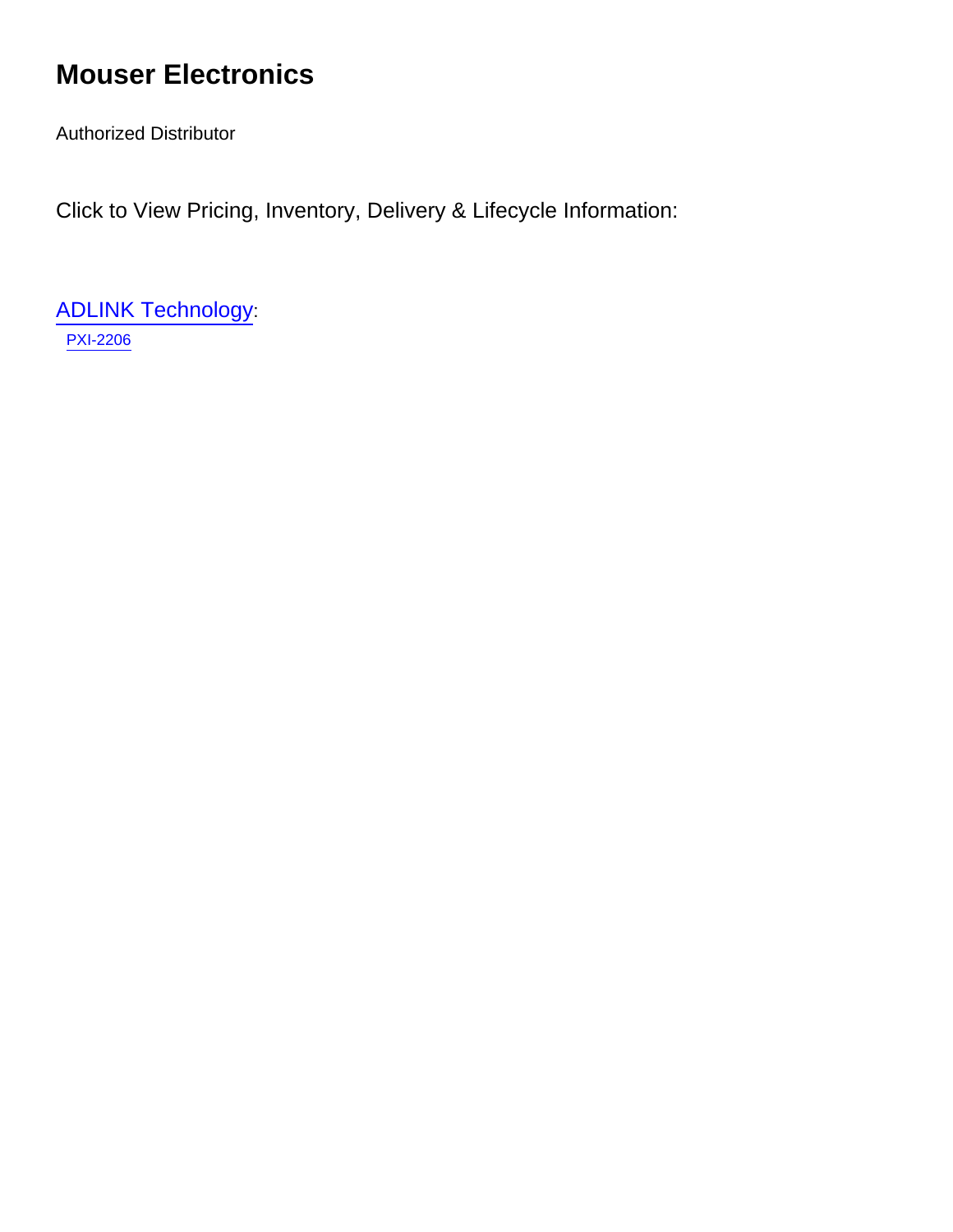# Mouser Electronics

Authorized Distributor

Click to View Pricing, Inventory, Delivery & Lifecycle Information:

ADLINK Technology:

PXI-2206